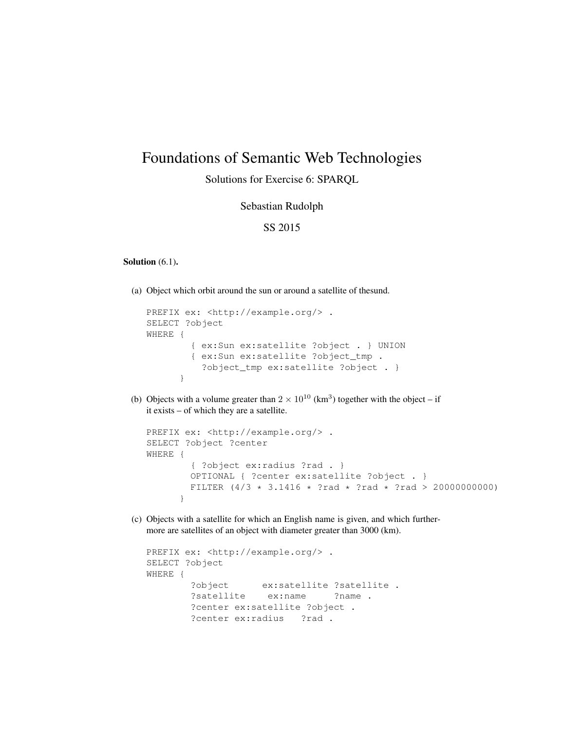# Foundations of Semantic Web Technologies

## Solutions for Exercise 6: SPARQL

Sebastian Rudolph

SS 2015

**Solution** (6.1)**.**

(a) Object which orbit around the sun or around a satellite of thesund.

```
PREFIX ex: <http://example.org/> .
SELECT ?object
WHERE {
        { ex:Sun ex:satellite ?object . } UNION
        { ex:Sun ex:satellite ?object_tmp .
          ?object_tmp ex:satellite ?object . }
      }
```

(b) Objects with a volume greater than $2 \times 10^{10}$ (km$^3$) together with the object – if it exists – of which they are a satellite.

```
PREFIX ex: <http://example.org/> .
SELECT ?object ?center
WHERE {
        { ?object ex:radius ?rad . }
        OPTIONAL { ?center ex:satellite ?object . }
        FILTER (4/3 * 3.1416 * ?rad * ?rad * ?rad > 20000000000)
      }
```

(c) Objects with a satellite for which an English name is given, and which furthermore are satellites of an object with diameter greater than 3000 (km).

```
PREFIX ex: <http://example.org/> .
SELECT ?object
WHERE {
        ?object      ex:satellite ?satellite .
        ?satellite    ex:name     ?name .
        ?center ex:satellite ?object .
        ?center ex:radius   ?rad .
```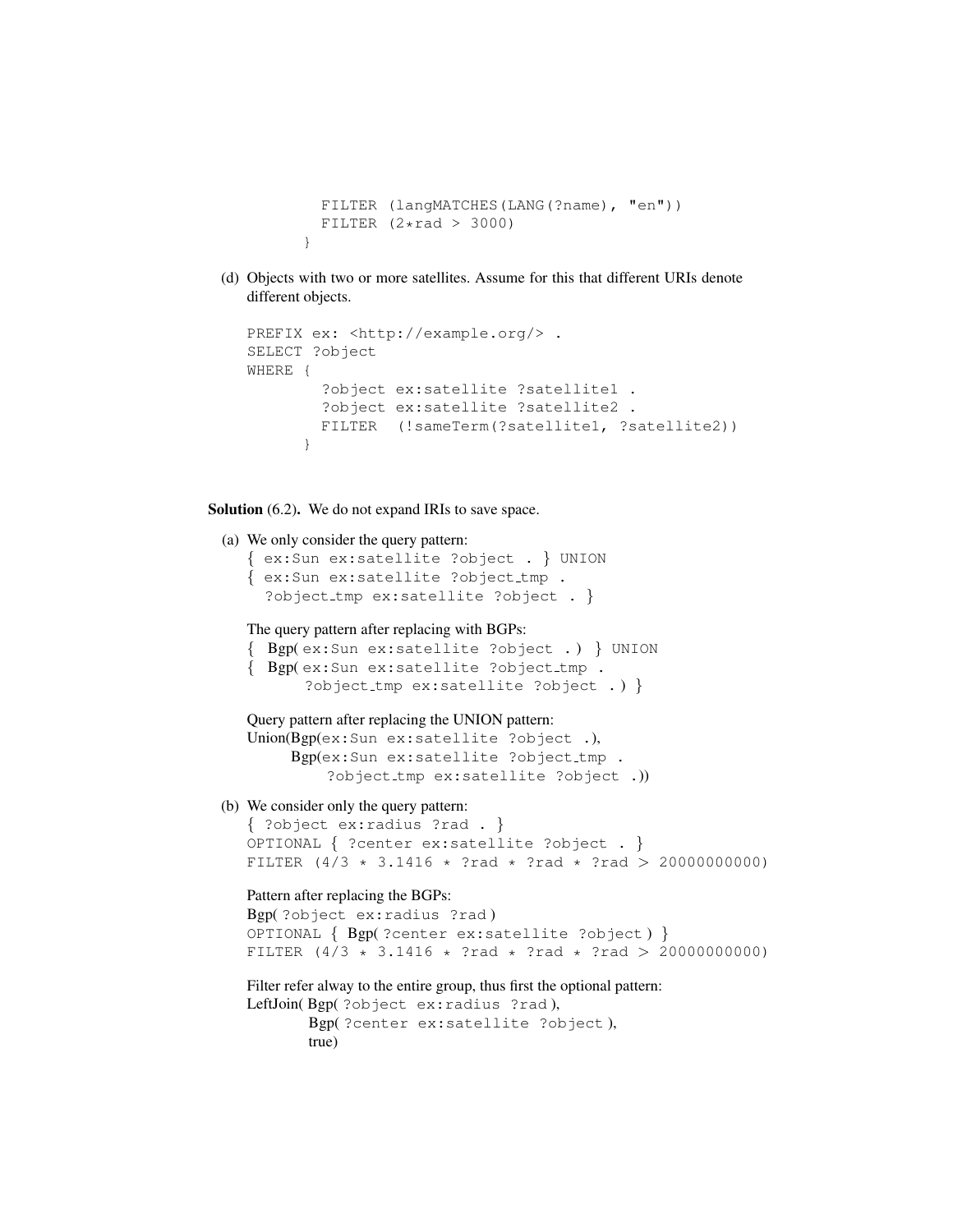```
        FILTER (langMATCHES(LANG(?name), "en"))
        FILTER (2*rad > 3000)
      }
```

(d) Objects with two or more satellites. Assume for this that different URIs denote different objects.

```
PREFIX ex: <http://example.org/> .
SELECT ?object
WHERE {
        ?object ex:satellite ?satellite1 .
        ?object ex:satellite ?satellite2 .
        FILTER  (!sameTerm(?satellite1, ?satellite2))
      }
```

**Solution** (6.2)**.** We do not expand IRIs to save space.

(a) We only consider the query pattern:

```
{ ex:Sun ex:satellite ?object . } UNION
{ ex:Sun ex:satellite ?object_tmp .
  ?object_tmp ex:satellite ?object . }
```

The query pattern after replacing with BGPs:

```
{ Bgp( ex:Sun ex:satellite ?object . ) } UNION
{ Bgp( ex:Sun ex:satellite ?object_tmp .
     ?object_tmp ex:satellite ?object . ) }
```

Query pattern after replacing the UNION pattern:

```
Union(Bgp(ex:Sun ex:satellite ?object .),
      Bgp(ex:Sun ex:satellite ?object_tmp .
          ?object_tmp ex:satellite ?object .))
```

(b) We consider only the query pattern:

```
{ ?object ex:radius ?rad . }
OPTIONAL { ?center ex:satellite ?object . }
FILTER (4/3 * 3.1416 * ?rad * ?rad * ?rad > 20000000000)
```

Pattern after replacing the BGPs:

```
Bgp( ?object ex:radius ?rad )
OPTIONAL { Bgp( ?center ex:satellite ?object ) }
FILTER (4/3 * 3.1416 * ?rad * ?rad * ?rad > 20000000000)
```

Filter refer alway to the entire group, thus first the optional pattern:

```
LeftJoin( Bgp( ?object ex:radius ?rad ),
          Bgp( ?center ex:satellite ?object ),
          true)
```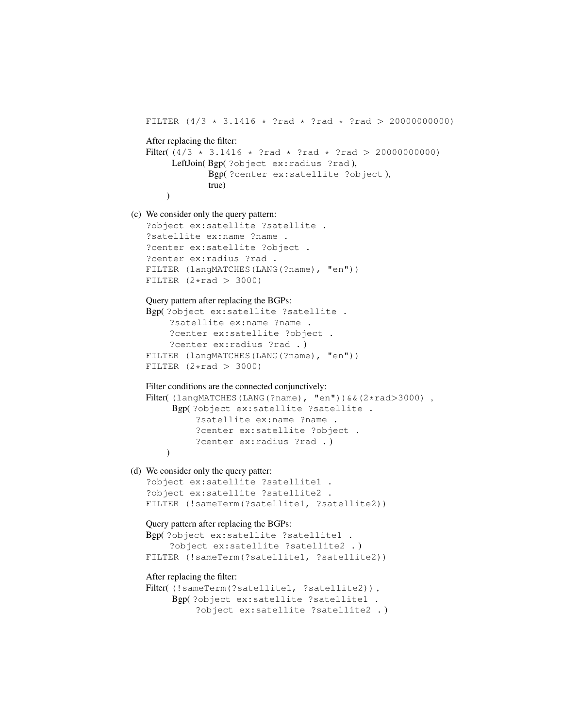```
FILTER (4/3 * 3.1416 * ?rad * ?rad * ?rad > 20000000000)
```

After replacing the filter:

```
Filter( (4/3 * 3.1416 * ?rad * ?rad * ?rad > 20000000000)
    LeftJoin( Bgp( ?object ex:radius ?rad ),
              Bgp( ?center ex:satellite ?object ),
              true)
)
```

(c) We consider only the query pattern:

```
?object ex:satellite ?satellite .
?satellite ex:name ?name .
?center ex:satellite ?object .
?center ex:radius ?rad .
FILTER (langMATCHES(LANG(?name), "en"))
FILTER (2*rad > 3000)
```

Query pattern after replacing the BGPs:

```
Bgp( ?object ex:satellite ?satellite .
     ?satellite ex:name ?name .
     ?center ex:satellite ?object .
     ?center ex:radius ?rad . )
FILTER (langMATCHES(LANG(?name), "en"))
FILTER (2*rad > 3000)
```

Filter conditions are the connected conjunctively:

```
Filter( (langMATCHES(LANG(?name), "en"))&&(2*rad>3000) ,
    Bgp( ?object ex:satellite ?satellite .
         ?satellite ex:name ?name .
         ?center ex:satellite ?object .
         ?center ex:radius ?rad . )
)
```

(d) We consider only the query patter:

```
?object ex:satellite ?satellite1 .
?object ex:satellite ?satellite2 .
FILTER (!sameTerm(?satellite1, ?satellite2))
```

Query pattern after replacing the BGPs:

```
Bgp( ?object ex:satellite ?satellite1 .
     ?object ex:satellite ?satellite2 . )
FILTER (!sameTerm(?satellite1, ?satellite2))
```

After replacing the filter:

```
Filter( (!sameTerm(?satellite1, ?satellite2)),
    Bgp( ?object ex:satellite ?satellite1 .
         ?object ex:satellite ?satellite2 . )
```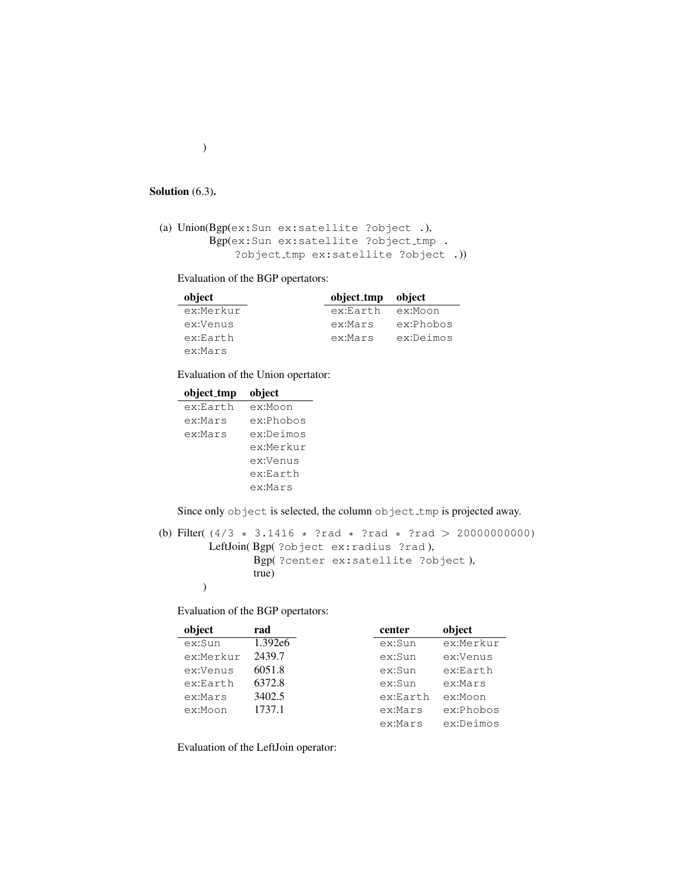)

**Solution** (6.3)**.**

(a) Union(Bgp(`ex:Sun ex:satellite ?object .`),
 Bgp(`ex:Sun ex:satellite ?object_tmp .`
 `?object_tmp ex:satellite ?object .`))

Evaluation of the BGP opertators:

| object |
|---|
| ex:Merkur |
| ex:Venus |
| ex:Earth |
| ex:Mars |

| object_tmp | object |
|---|---|
| ex:Earth | ex:Moon |
| ex:Mars | ex:Phobos |
| ex:Mars | ex:Deimos |

Evaluation of the Union opertator:

| object_tmp | object |
|---|---|
| ex:Earth | ex:Moon |
| ex:Mars | ex:Phobos |
| ex:Mars | ex:Deimos |
| | ex:Merkur |
| | ex:Venus |
| | ex:Earth |
| | ex:Mars |

Since only `object` is selected, the column `object_tmp` is projected away.

(b) Filter( `(4/3 * 3.1416 * ?rad * ?rad * ?rad > 20000000000)`
 LeftJoin( Bgp( `?object ex:radius ?rad` ),
 Bgp( `?center ex:satellite ?object` ),
 true)
 )

Evaluation of the BGP operators:

| object | rad |
|---|---|
| ex:Sun | 1.392e6 |
| ex:Merkur | 2439.7 |
| ex:Venus | 6051.8 |
| ex:Earth | 6372.8 |
| ex:Mars | 3402.5 |
| ex:Moon | 1737.1 |

| center | object |
|---|---|
| ex:Sun | ex:Merkur |
| ex:Sun | ex:Venus |
| ex:Sun | ex:Earth |
| ex:Sun | ex:Mars |
| ex:Earth | ex:Moon |
| ex:Mars | ex:Phobos |
| ex:Mars | ex:Deimos |

Evaluation of the LeftJoin operator: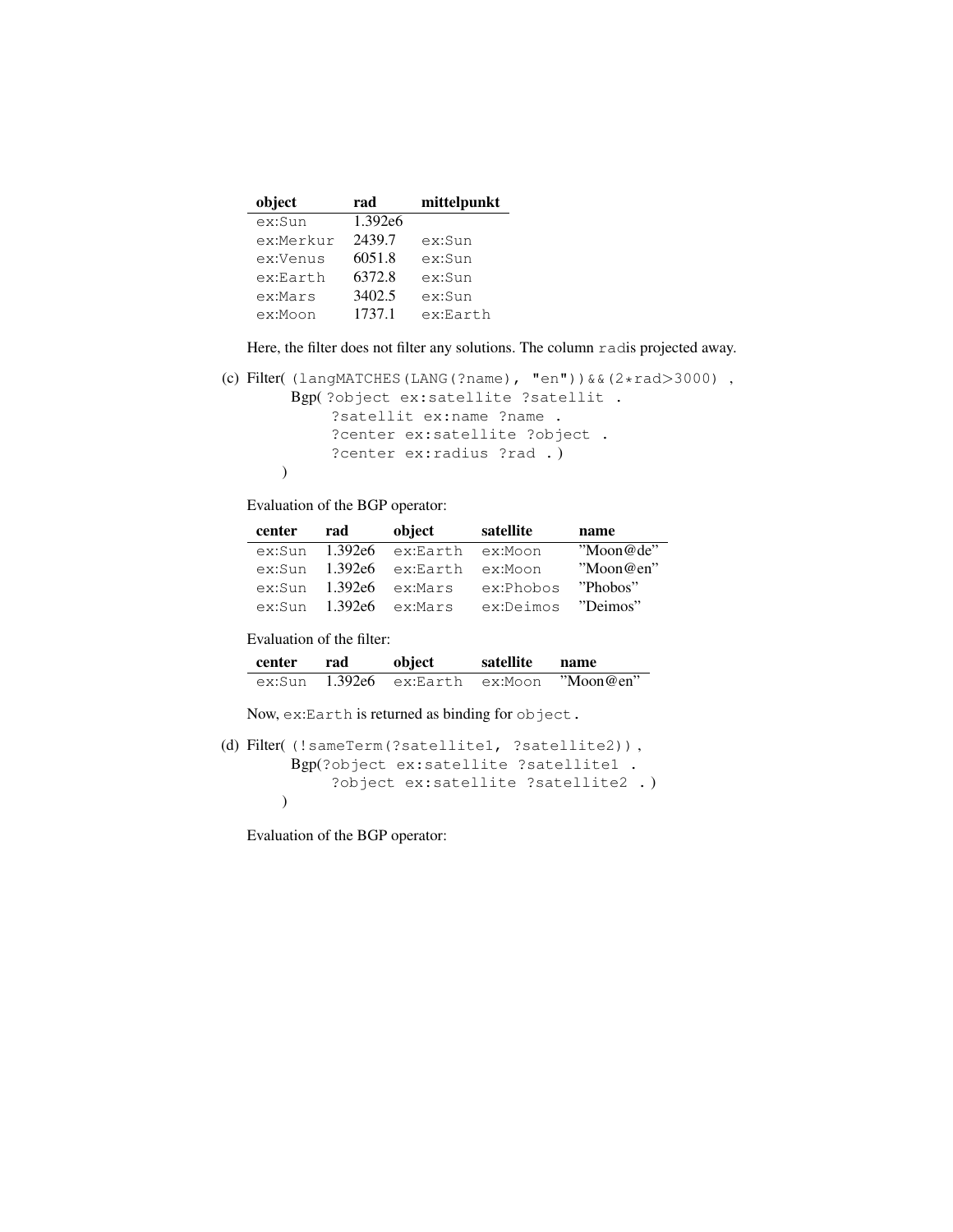| object | rad | mittelpunkt |
|---|---|---|
| ex:Sun | 1.392e6 | |
| ex:Merkur | 2439.7 | ex:Sun |
| ex:Venus | 6051.8 | ex:Sun |
| ex:Earth | 6372.8 | ex:Sun |
| ex:Mars | 3402.5 | ex:Sun |
| ex:Moon | 1737.1 | ex:Earth |

Here, the filter does not filter any solutions. The column `rad`is projected away.

(c) Filter( `(langMATCHES(LANG(?name), "en"))&&(2*rad>3000)` ,

```
    Bgp( ?object ex:satellite ?satellit .
         ?satellit ex:name ?name .
         ?center ex:satellite ?object .
         ?center ex:radius ?rad . )
  )
```

Evaluation of the BGP operator:

| center | rad | object | satellite | name |
|---|---|---|---|---|
| ex:Sun | 1.392e6 | ex:Earth | ex:Moon | "Moon@de" |
| ex:Sun | 1.392e6 | ex:Earth | ex:Moon | "Moon@en" |
| ex:Sun | 1.392e6 | ex:Mars | ex:Phobos | "Phobos" |
| ex:Sun | 1.392e6 | ex:Mars | ex:Deimos | "Deimos" |

Evaluation of the filter:

| center | rad | object | satellite | name |
|---|---|---|---|---|
| ex:Sun | 1.392e6 | ex:Earth | ex:Moon | "Moon@en" |

Now, `ex:Earth` is returned as binding for `object`.

(d) Filter( `(!sameTerm(?satellite1, ?satellite2))` ,

```
    Bgp(?object ex:satellite ?satellite1 .
        ?object ex:satellite ?satellite2 . )
  )
```

Evaluation of the BGP operator: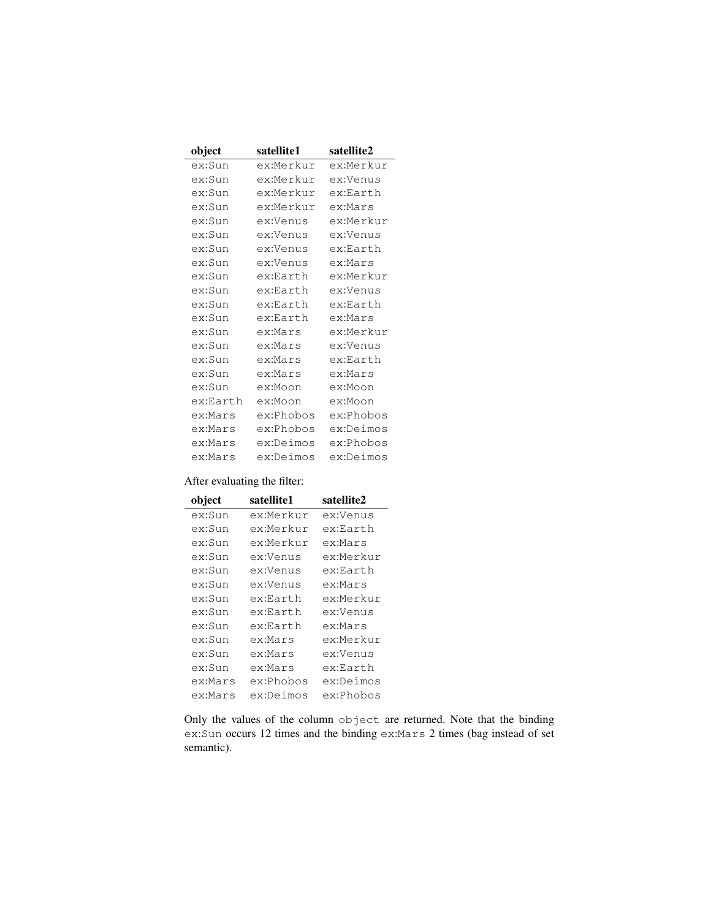| object | satellite1 | satellite2 |
|---|---|---|
| ex:Sun | ex:Merkur | ex:Merkur |
| ex:Sun | ex:Merkur | ex:Venus |
| ex:Sun | ex:Merkur | ex:Earth |
| ex:Sun | ex:Merkur | ex:Mars |
| ex:Sun | ex:Venus | ex:Merkur |
| ex:Sun | ex:Venus | ex:Venus |
| ex:Sun | ex:Venus | ex:Earth |
| ex:Sun | ex:Venus | ex:Mars |
| ex:Sun | ex:Earth | ex:Merkur |
| ex:Sun | ex:Earth | ex:Venus |
| ex:Sun | ex:Earth | ex:Earth |
| ex:Sun | ex:Earth | ex:Mars |
| ex:Sun | ex:Mars | ex:Merkur |
| ex:Sun | ex:Mars | ex:Venus |
| ex:Sun | ex:Mars | ex:Earth |
| ex:Sun | ex:Mars | ex:Mars |
| ex:Sun | ex:Moon | ex:Moon |
| ex:Earth | ex:Moon | ex:Moon |
| ex:Mars | ex:Phobos | ex:Phobos |
| ex:Mars | ex:Phobos | ex:Deimos |
| ex:Mars | ex:Deimos | ex:Phobos |
| ex:Mars | ex:Deimos | ex:Deimos |

After evaluating the filter:

| object | satellite1 | satellite2 |
|---|---|---|
| ex:Sun | ex:Merkur | ex:Venus |
| ex:Sun | ex:Merkur | ex:Earth |
| ex:Sun | ex:Merkur | ex:Mars |
| ex:Sun | ex:Venus | ex:Merkur |
| ex:Sun | ex:Venus | ex:Earth |
| ex:Sun | ex:Venus | ex:Mars |
| ex:Sun | ex:Earth | ex:Merkur |
| ex:Sun | ex:Earth | ex:Venus |
| ex:Sun | ex:Earth | ex:Mars |
| ex:Sun | ex:Mars | ex:Merkur |
| ex:Sun | ex:Mars | ex:Venus |
| ex:Sun | ex:Mars | ex:Earth |
| ex:Mars | ex:Phobos | ex:Deimos |
| ex:Mars | ex:Deimos | ex:Phobos |

Only the values of the column `object` are returned. Note that the binding `ex:Sun` occurs 12 times and the binding `ex:Mars` 2 times (bag instead of set semantic).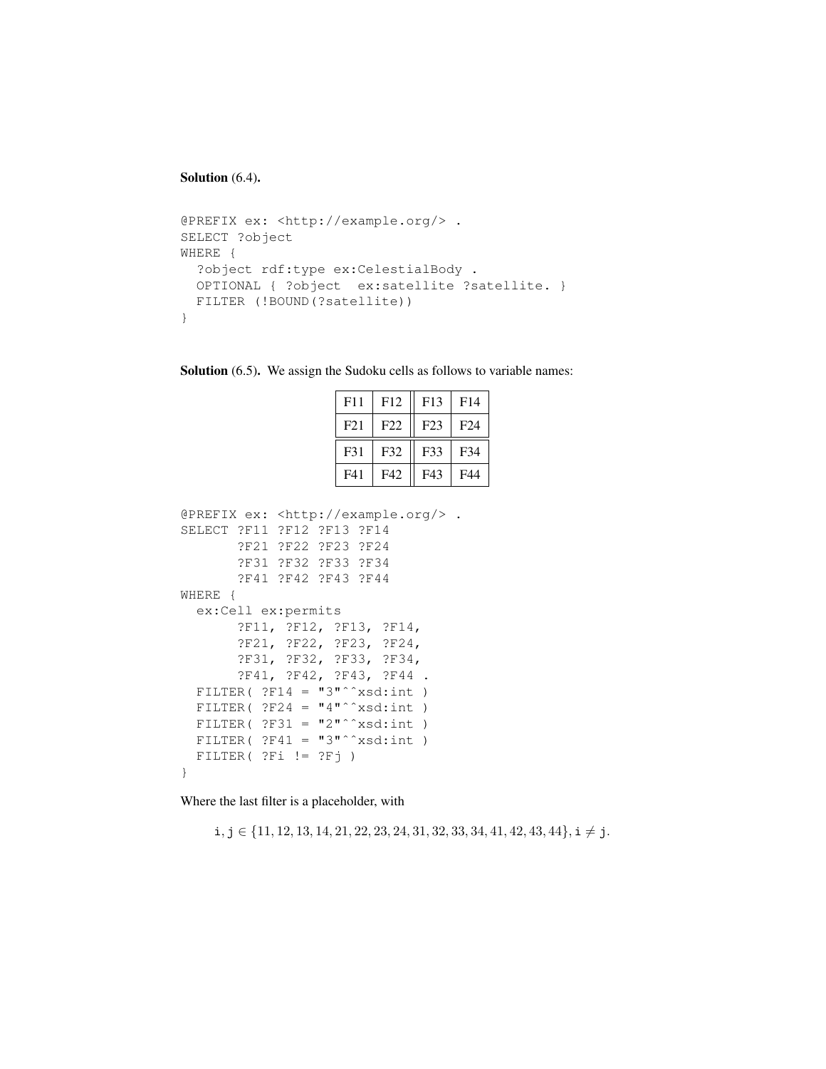**Solution** (6.4).

```
@PREFIX ex: <http://example.org/> .
SELECT ?object
WHERE {
  ?object rdf:type ex:CelestialBody .
  OPTIONAL { ?object  ex:satellite ?satellite. }
  FILTER (!BOUND(?satellite))
}
```

**Solution** (6.5). We assign the Sudoku cells as follows to variable names:

| | | | |
|---|---|---|---|
| F11 | F12 | F13 | F14 |
| F21 | F22 | F23 | F24 |
| F31 | F32 | F33 | F34 |
| F41 | F42 | F43 | F44 |

```
@PREFIX ex: <http://example.org/> .
SELECT ?F11 ?F12 ?F13 ?F14
       ?F21 ?F22 ?F23 ?F24
       ?F31 ?F32 ?F33 ?F34
       ?F41 ?F42 ?F43 ?F44
WHERE {
  ex:Cell ex:permits
       ?F11, ?F12, ?F13, ?F14,
       ?F21, ?F22, ?F23, ?F24,
       ?F31, ?F32, ?F33, ?F34,
       ?F41, ?F42, ?F43, ?F44 .
  FILTER( ?F14 = "3"^^xsd:int )
  FILTER( ?F24 = "4"^^xsd:int )
  FILTER( ?F31 = "2"^^xsd:int )
  FILTER( ?F41 = "3"^^xsd:int )
  FILTER( ?Fi != ?Fj )
}
```

Where the last filter is a placeholder, with

$$\mathtt{i}, \mathtt{j} \in \{11, 12, 13, 14, 21, 22, 23, 24, 31, 32, 33, 34, 41, 42, 43, 44\}, \mathtt{i} \neq \mathtt{j}.$$